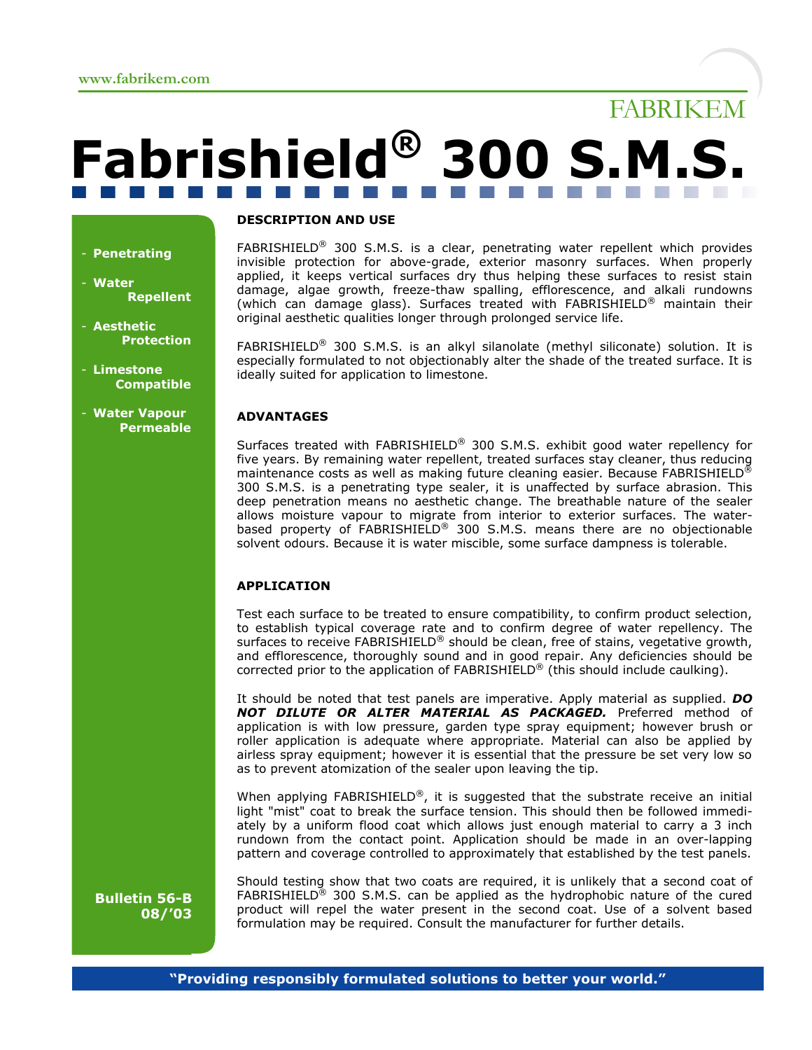www.fabrikem.com

FABRIKEM

# Fabrishield® 300 S.M.S.

- **Penetrating**
- **Water Repellent**
- **Aesthetic Protection**
- **Limestone Compatible**
- **Water Vapour Permeable**

**Bulletin 56-B**
**08/'03**

## DESCRIPTION AND USE

FABRISHIELD® 300 S.M.S. is a clear, penetrating water repellent which provides invisible protection for above-grade, exterior masonry surfaces. When properly applied, it keeps vertical surfaces dry thus helping these surfaces to resist stain damage, algae growth, freeze-thaw spalling, efflorescence, and alkali rundowns (which can damage glass). Surfaces treated with FABRISHIELD® maintain their original aesthetic qualities longer through prolonged service life.

FABRISHIELD® 300 S.M.S. is an alkyl silanolate (methyl siliconate) solution. It is especially formulated to not objectionably alter the shade of the treated surface. It is ideally suited for application to limestone.

## ADVANTAGES

Surfaces treated with FABRISHIELD® 300 S.M.S. exhibit good water repellency for five years. By remaining water repellent, treated surfaces stay cleaner, thus reducing maintenance costs as well as making future cleaning easier. Because FABRISHIELD® 300 S.M.S. is a penetrating type sealer, it is unaffected by surface abrasion. This deep penetration means no aesthetic change. The breathable nature of the sealer allows moisture vapour to migrate from interior to exterior surfaces. The water-based property of FABRISHIELD® 300 S.M.S. means there are no objectionable solvent odours. Because it is water miscible, some surface dampness is tolerable.

## APPLICATION

Test each surface to be treated to ensure compatibility, to confirm product selection, to establish typical coverage rate and to confirm degree of water repellency. The surfaces to receive FABRISHIELD® should be clean, free of stains, vegetative growth, and efflorescence, thoroughly sound and in good repair. Any deficiencies should be corrected prior to the application of FABRISHIELD® (this should include caulking).

It should be noted that test panels are imperative. Apply material as supplied. ***DO NOT DILUTE OR ALTER MATERIAL AS PACKAGED.*** Preferred method of application is with low pressure, garden type spray equipment; however brush or roller application is adequate where appropriate. Material can also be applied by airless spray equipment; however it is essential that the pressure be set very low so as to prevent atomization of the sealer upon leaving the tip.

When applying FABRISHIELD®, it is suggested that the substrate receive an initial light "mist" coat to break the surface tension. This should then be followed immediately by a uniform flood coat which allows just enough material to carry a 3 inch rundown from the contact point. Application should be made in an over-lapping pattern and coverage controlled to approximately that established by the test panels.

Should testing show that two coats are required, it is unlikely that a second coat of FABRISHIELD® 300 S.M.S. can be applied as the hydrophobic nature of the cured product will repel the water present in the second coat. Use of a solvent based formulation may be required. Consult the manufacturer for further details.

**"Providing responsibly formulated solutions to better your world."**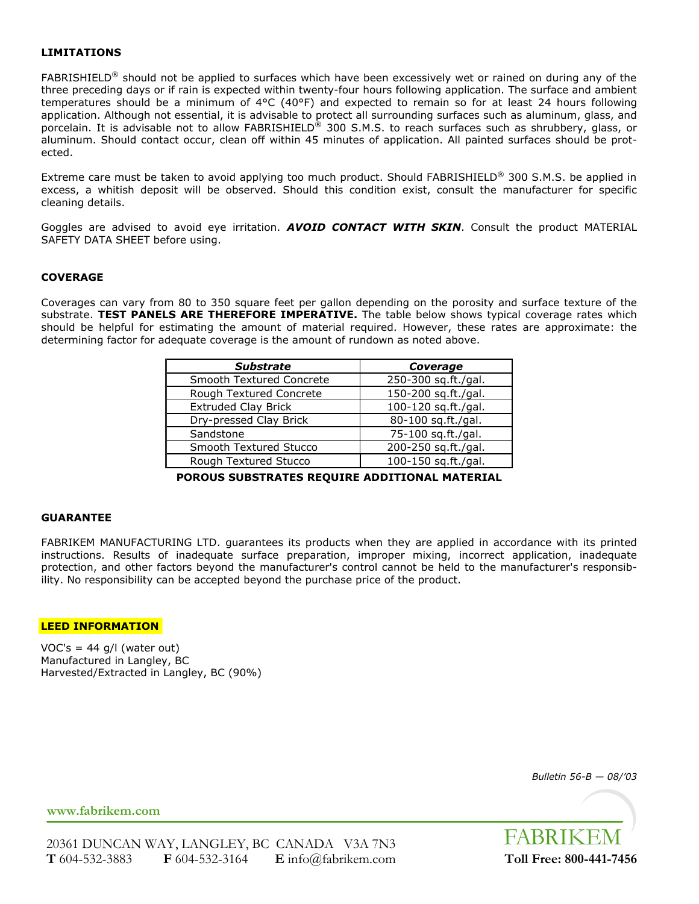## LIMITATIONS

FABRISHIELD® should not be applied to surfaces which have been excessively wet or rained on during any of the three preceding days or if rain is expected within twenty-four hours following application. The surface and ambient temperatures should be a minimum of 4°C (40°F) and expected to remain so for at least 24 hours following application. Although not essential, it is advisable to protect all surrounding surfaces such as aluminum, glass, and porcelain. It is advisable not to allow FABRISHIELD® 300 S.M.S. to reach surfaces such as shrubbery, glass, or aluminum. Should contact occur, clean off within 45 minutes of application. All painted surfaces should be protected.

Extreme care must be taken to avoid applying too much product. Should FABRISHIELD® 300 S.M.S. be applied in excess, a whitish deposit will be observed. Should this condition exist, consult the manufacturer for specific cleaning details.

Goggles are advised to avoid eye irritation. ***AVOID CONTACT WITH SKIN***. Consult the product MATERIAL SAFETY DATA SHEET before using.

## COVERAGE

Coverages can vary from 80 to 350 square feet per gallon depending on the porosity and surface texture of the substrate. **TEST PANELS ARE THEREFORE IMPERATIVE.** The table below shows typical coverage rates which should be helpful for estimating the amount of material required. However, these rates are approximate: the determining factor for adequate coverage is the amount of rundown as noted above.

| ***Substrate*** | ***Coverage*** |
|---|---|
| Smooth Textured Concrete | 250-300 sq.ft./gal. |
| Rough Textured Concrete | 150-200 sq.ft./gal. |
| Extruded Clay Brick | 100-120 sq.ft./gal. |
| Dry-pressed Clay Brick | 80-100 sq.ft./gal. |
| Sandstone | 75-100 sq.ft./gal. |
| Smooth Textured Stucco | 200-250 sq.ft./gal. |
| Rough Textured Stucco | 100-150 sq.ft./gal. |

**POROUS SUBSTRATES REQUIRE ADDITIONAL MATERIAL**

## GUARANTEE

FABRIKEM MANUFACTURING LTD. guarantees its products when they are applied in accordance with its printed instructions. Results of inadequate surface preparation, improper mixing, incorrect application, inadequate protection, and other factors beyond the manufacturer's control cannot be held to the manufacturer's responsibility. No responsibility can be accepted beyond the purchase price of the product.

## LEED INFORMATION

VOC's = 44 g/l (water out)
Manufactured in Langley, BC
Harvested/Extracted in Langley, BC (90%)

*Bulletin 56-B — 08/'03*

www.fabrikem.com

20361 DUNCAN WAY, LANGLEY, BC CANADA V3A 7N3
**T** 604-532-3883 **F** 604-532-3164 **E** info@fabrikem.com

FABRIKEM
**Toll Free: 800-441-7456**